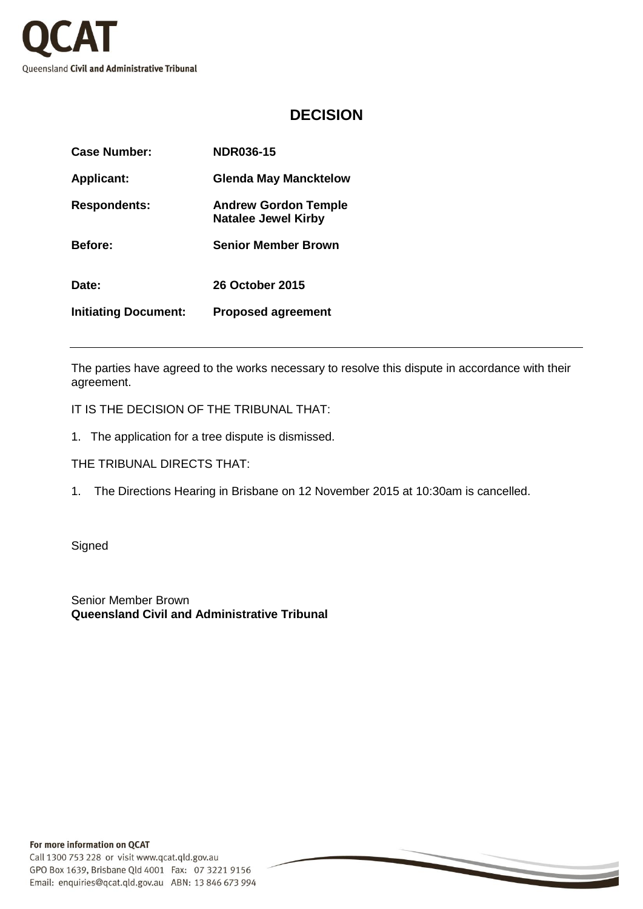QCAT
Queensland **Civil and Administrative Tribunal**

# DECISION

| | |
|---|---|
| **Case Number:** | **NDR036-15** |
| **Applicant:** | **Glenda May Mancktelow** |
| **Respondents:** | **Andrew Gordon Temple**<br>**Natalee Jewel Kirby** |
| **Before:** | **Senior Member Brown** |
| **Date:** | **26 October 2015** |
| **Initiating Document:** | **Proposed agreement** |

---

The parties have agreed to the works necessary to resolve this dispute in accordance with their agreement.

IT IS THE DECISION OF THE TRIBUNAL THAT:

1. The application for a tree dispute is dismissed.

THE TRIBUNAL DIRECTS THAT:

1. The Directions Hearing in Brisbane on 12 November 2015 at 10:30am is cancelled.

Signed

Senior Member Brown
**Queensland Civil and Administrative Tribunal**

**For more information on QCAT**
Call 1300 753 228 or visit www.qcat.qld.gov.au
GPO Box 1639, Brisbane Qld 4001 Fax: 07 3221 9156
Email: enquiries@qcat.qld.gov.au ABN: 13 846 673 994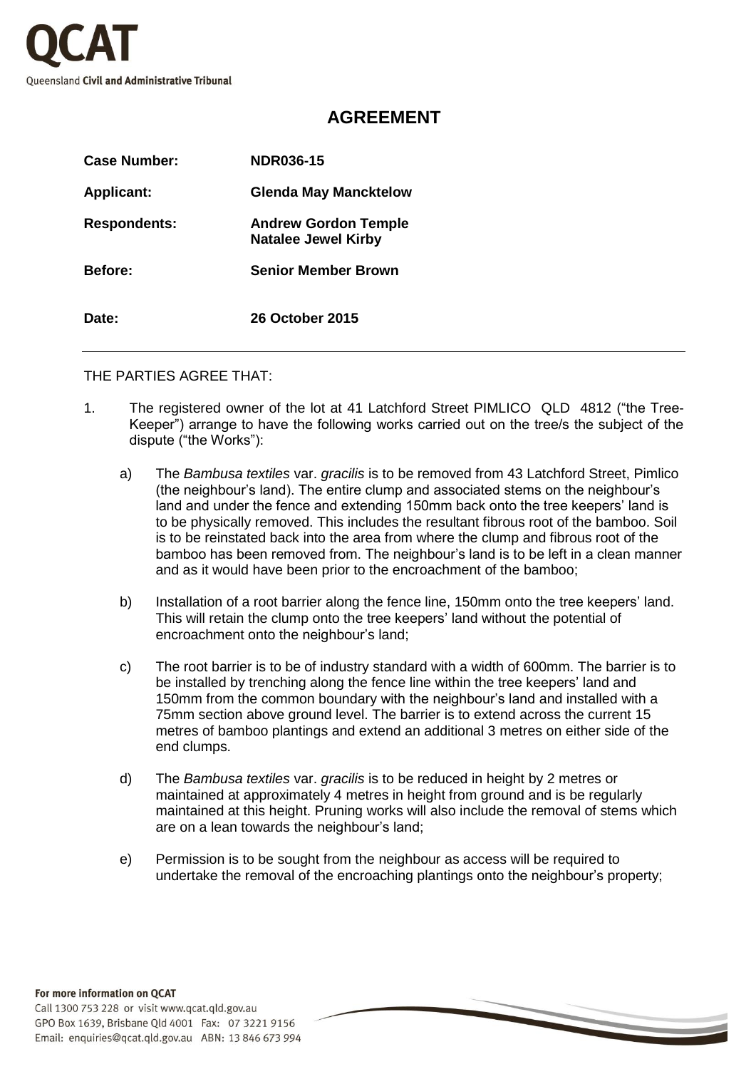# AGREEMENT

| | |
|---|---|
| **Case Number:** | **NDR036-15** |
| **Applicant:** | **Glenda May Mancktelow** |
| **Respondents:** | **Andrew Gordon Temple**<br>**Natalee Jewel Kirby** |
| **Before:** | **Senior Member Brown** |
| **Date:** | **26 October 2015** |

---

THE PARTIES AGREE THAT:

1. The registered owner of the lot at 41 Latchford Street PIMLICO QLD 4812 ("the Tree-Keeper") arrange to have the following works carried out on the tree/s the subject of the dispute ("the Works"):

   a) The *Bambusa textiles* var. *gracilis* is to be removed from 43 Latchford Street, Pimlico (the neighbour's land). The entire clump and associated stems on the neighbour's land and under the fence and extending 150mm back onto the tree keepers' land is to be physically removed. This includes the resultant fibrous root of the bamboo. Soil is to be reinstated back into the area from where the clump and fibrous root of the bamboo has been removed from. The neighbour's land is to be left in a clean manner and as it would have been prior to the encroachment of the bamboo;

   b) Installation of a root barrier along the fence line, 150mm onto the tree keepers' land. This will retain the clump onto the tree keepers' land without the potential of encroachment onto the neighbour's land;

   c) The root barrier is to be of industry standard with a width of 600mm. The barrier is to be installed by trenching along the fence line within the tree keepers' land and 150mm from the common boundary with the neighbour's land and installed with a 75mm section above ground level. The barrier is to extend across the current 15 metres of bamboo plantings and extend an additional 3 metres on either side of the end clumps.

   d) The *Bambusa textiles* var. *gracilis* is to be reduced in height by 2 metres or maintained at approximately 4 metres in height from ground and is be regularly maintained at this height. Pruning works will also include the removal of stems which are on a lean towards the neighbour's land;

   e) Permission is to be sought from the neighbour as access will be required to undertake the removal of the encroaching plantings onto the neighbour's property;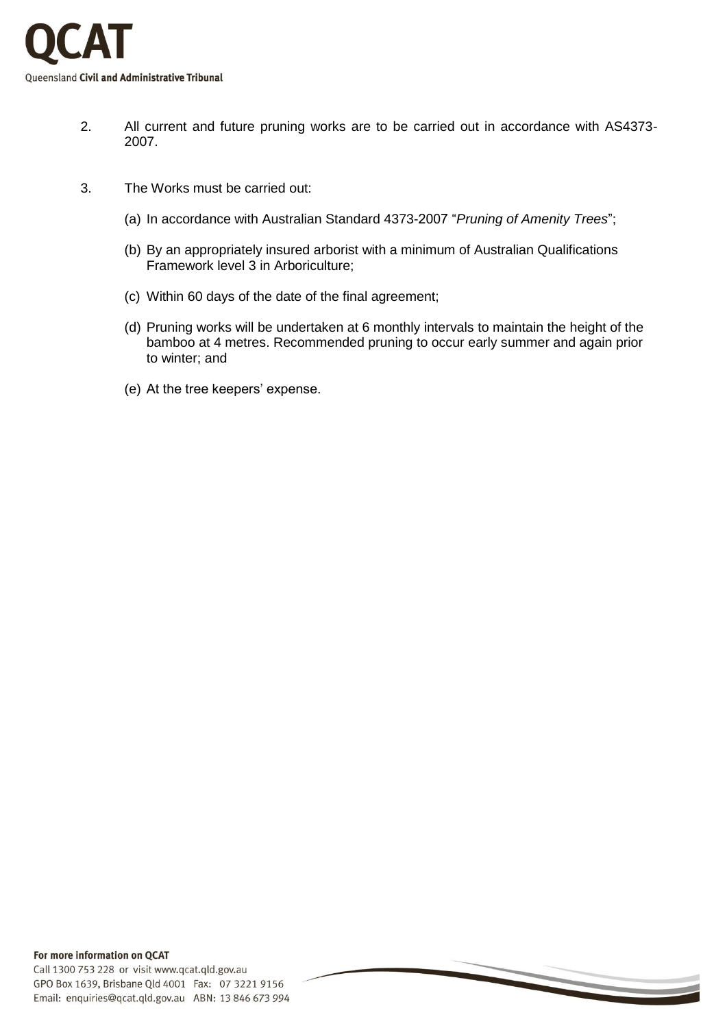2. All current and future pruning works are to be carried out in accordance with AS4373-2007.

3. The Works must be carried out:

   (a) In accordance with Australian Standard 4373-2007 "*Pruning of Amenity Trees*";

   (b) By an appropriately insured arborist with a minimum of Australian Qualifications Framework level 3 in Arboriculture;

   (c) Within 60 days of the date of the final agreement;

   (d) Pruning works will be undertaken at 6 monthly intervals to maintain the height of the bamboo at 4 metres. Recommended pruning to occur early summer and again prior to winter; and

   (e) At the tree keepers' expense.